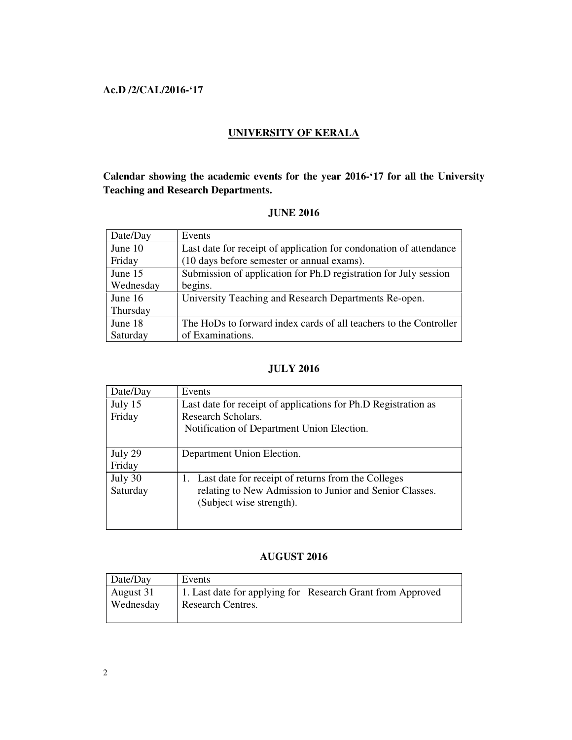**Ac.D /2/CAL/2016-'17**

# UNIVERSITY OF KERALA

**Calendar showing the academic events for the year 2016-'17 for all the University Teaching and Research Departments.**

## JUNE 2016

| Date/Day | Events |
|---|---|
| June 10 Friday | Last date for receipt of application for condonation of attendance (10 days before semester or annual exams). |
| June 15 Wednesday | Submission of application for Ph.D registration for July session begins. |
| June 16 Thursday | University Teaching and Research Departments Re-open. |
| June 18 Saturday | The HoDs to forward index cards of all teachers to the Controller of Examinations. |

## JULY 2016

| Date/Day | Events |
|---|---|
| July 15 Friday | Last date for receipt of applications for Ph.D Registration as Research Scholars. Notification of Department Union Election. |
| July 29 Friday | Department Union Election. |
| July 30 Saturday | 1. Last date for receipt of returns from the Colleges relating to New Admission to Junior and Senior Classes. (Subject wise strength). |

## AUGUST 2016

| Date/Day | Events |
|---|---|
| August 31 Wednesday | 1. Last date for applying for Research Grant from Approved Research Centres. |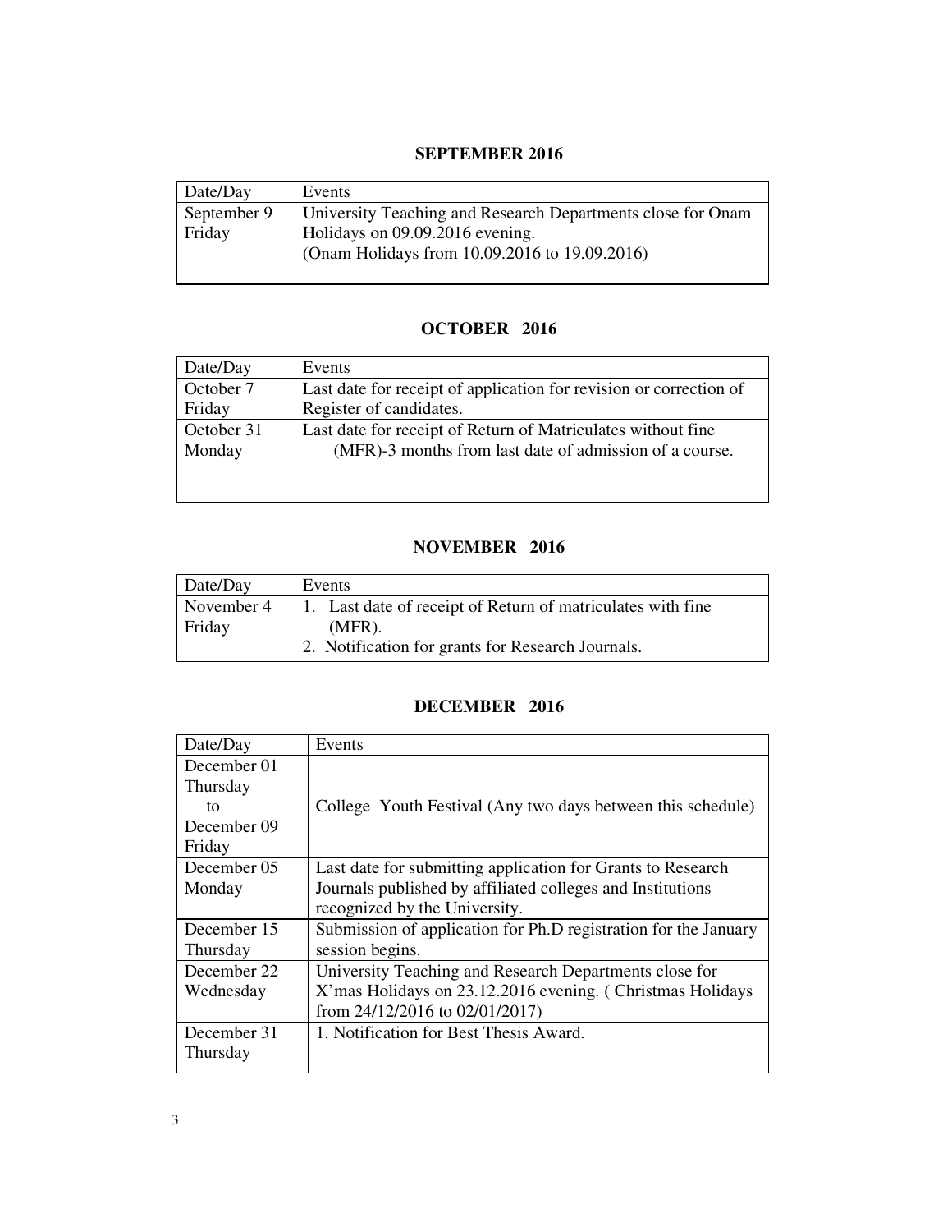## SEPTEMBER 2016

| Date/Day | Events |
|---|---|
| September 9 Friday | University Teaching and Research Departments close for Onam Holidays on 09.09.2016 evening. (Onam Holidays from 10.09.2016 to 19.09.2016) |

## OCTOBER 2016

| Date/Day | Events |
|---|---|
| October 7 Friday | Last date for receipt of application for revision or correction of Register of candidates. |
| October 31 Monday | Last date for receipt of Return of Matriculates without fine (MFR)-3 months from last date of admission of a course. |

## NOVEMBER 2016

| Date/Day | Events |
|---|---|
| November 4 Friday | 1. Last date of receipt of Return of matriculates with fine (MFR). 2. Notification for grants for Research Journals. |

## DECEMBER 2016

| Date/Day | Events |
|---|---|
| December 01 Thursday to December 09 Friday | College Youth Festival (Any two days between this schedule) |
| December 05 Monday | Last date for submitting application for Grants to Research Journals published by affiliated colleges and Institutions recognized by the University. |
| December 15 Thursday | Submission of application for Ph.D registration for the January session begins. |
| December 22 Wednesday | University Teaching and Research Departments close for X'mas Holidays on 23.12.2016 evening. ( Christmas Holidays from 24/12/2016 to 02/01/2017) |
| December 31 Thursday | 1. Notification for Best Thesis Award. |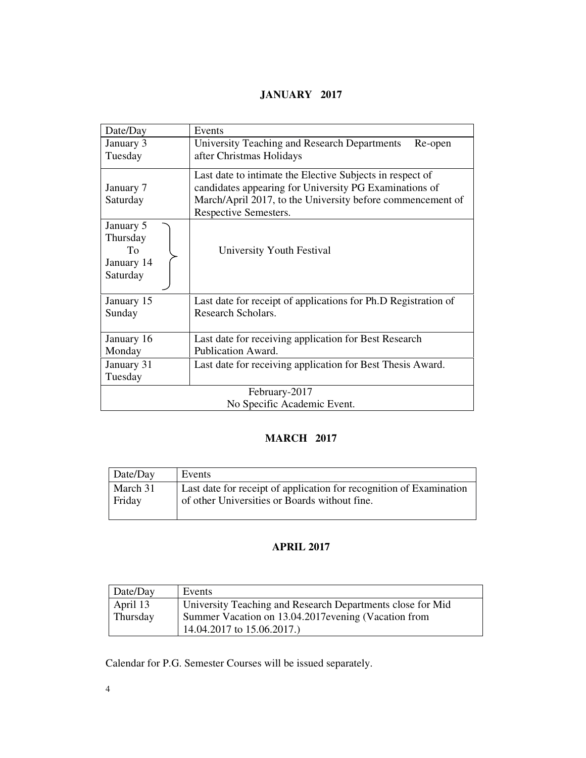## JANUARY 2017

| Date/Day | Events |
|---|---|
| January 3 Tuesday | University Teaching and Research Departments Re-open after Christmas Holidays |
| January 7 Saturday | Last date to intimate the Elective Subjects in respect of candidates appearing for University PG Examinations of March/April 2017, to the University before commencement of Respective Semesters. |
| January 5 Thursday To January 14 Saturday | University Youth Festival |
| January 15 Sunday | Last date for receipt of applications for Ph.D Registration of Research Scholars. |
| January 16 Monday | Last date for receiving application for Best Research Publication Award. |
| January 31 Tuesday | Last date for receiving application for Best Thesis Award. |
| February-2017 No Specific Academic Event. | |

## MARCH 2017

| Date/Day | Events |
|---|---|
| March 31 Friday | Last date for receipt of application for recognition of Examination of other Universities or Boards without fine. |

## APRIL 2017

| Date/Day | Events |
|---|---|
| April 13 Thursday | University Teaching and Research Departments close for Mid Summer Vacation on 13.04.2017evening (Vacation from 14.04.2017 to 15.06.2017.) |

Calendar for P.G. Semester Courses will be issued separately.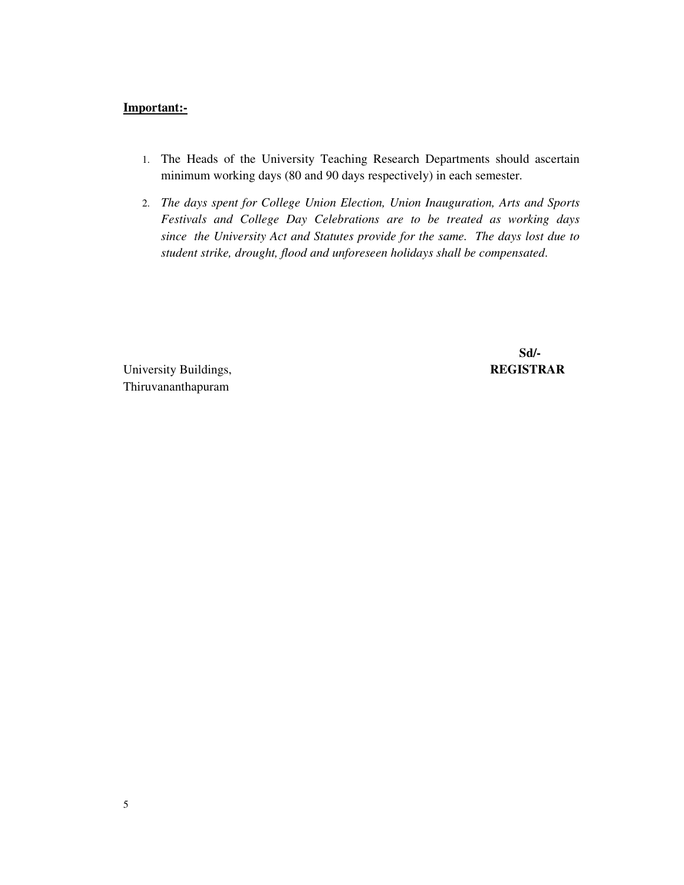**Important:-**

1. The Heads of the University Teaching Research Departments should ascertain minimum working days (80 and 90 days respectively) in each semester.
2. *The days spent for College Union Election, Union Inauguration, Arts and Sports Festivals and College Day Celebrations are to be treated as working days since the University Act and Statutes provide for the same. The days lost due to student strike, drought, flood and unforeseen holidays shall be compensated.*

**Sd/-**
**REGISTRAR**

University Buildings,
Thiruvananthapuram